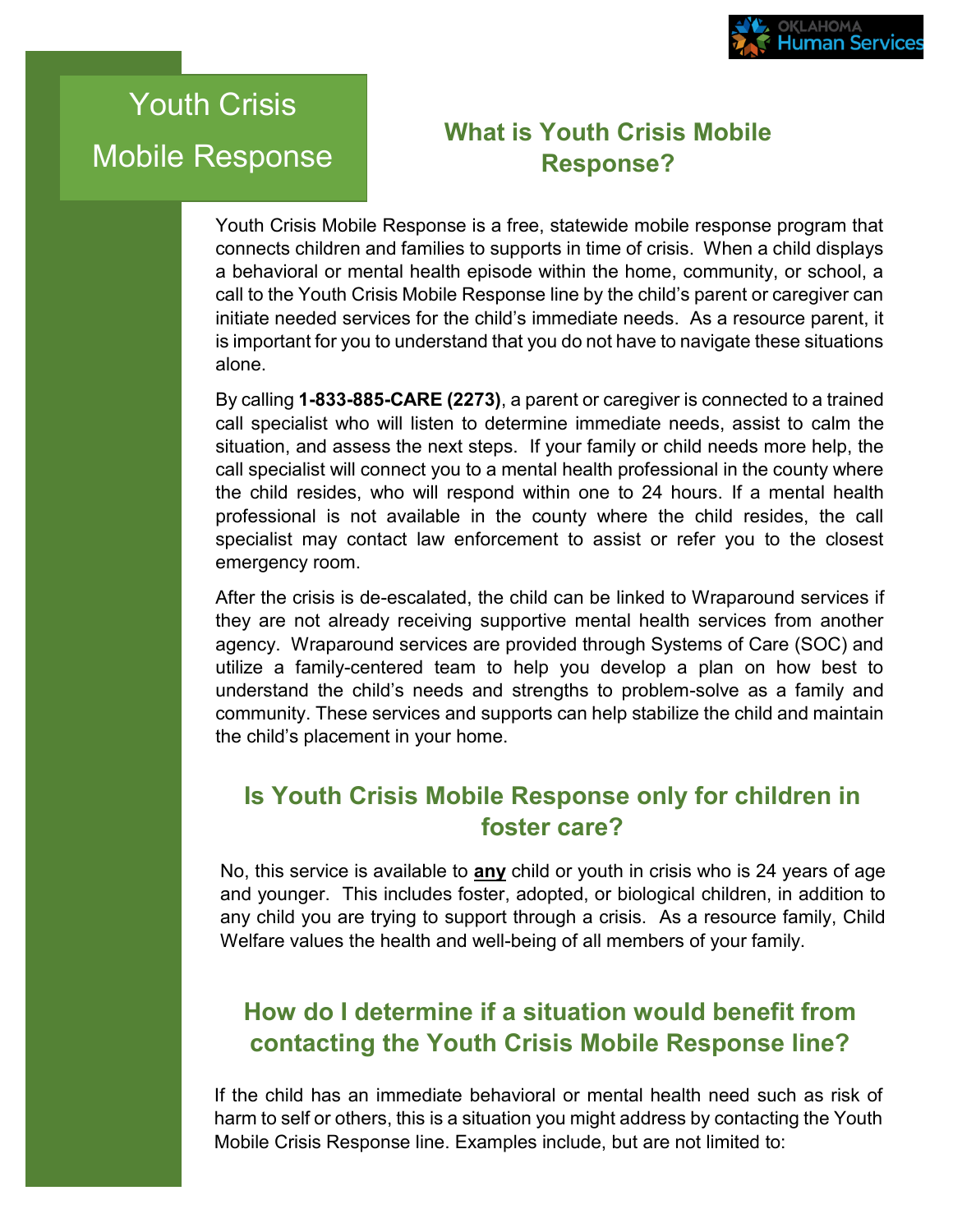# Youth Crisis Mobile Response

## What is Youth Crisis Mobile Response?

Youth Crisis Mobile Response is a free, statewide mobile response program that connects children and families to supports in time of crisis. When a child displays a behavioral or mental health episode within the home, community, or school, a call to the Youth Crisis Mobile Response line by the child's parent or caregiver can initiate needed services for the child's immediate needs. As a resource parent, it is important for you to understand that you do not have to navigate these situations alone.

By calling **1-833-885-CARE (2273)**, a parent or caregiver is connected to a trained call specialist who will listen to determine immediate needs, assist to calm the situation, and assess the next steps. If your family or child needs more help, the call specialist will connect you to a mental health professional in the county where the child resides, who will respond within one to 24 hours. If a mental health professional is not available in the county where the child resides, the call specialist may contact law enforcement to assist or refer you to the closest emergency room.

After the crisis is de-escalated, the child can be linked to Wraparound services if they are not already receiving supportive mental health services from another agency. Wraparound services are provided through Systems of Care (SOC) and utilize a family-centered team to help you develop a plan on how best to understand the child's needs and strengths to problem-solve as a family and community. These services and supports can help stabilize the child and maintain the child's placement in your home.

## Is Youth Crisis Mobile Response only for children in foster care?

No, this service is available to **<u>any</u>** child or youth in crisis who is 24 years of age and younger. This includes foster, adopted, or biological children, in addition to any child you are trying to support through a crisis. As a resource family, Child Welfare values the health and well-being of all members of your family.

## How do I determine if a situation would benefit from contacting the Youth Crisis Mobile Response line?

If the child has an immediate behavioral or mental health need such as risk of harm to self or others, this is a situation you might address by contacting the Youth Mobile Crisis Response line. Examples include, but are not limited to: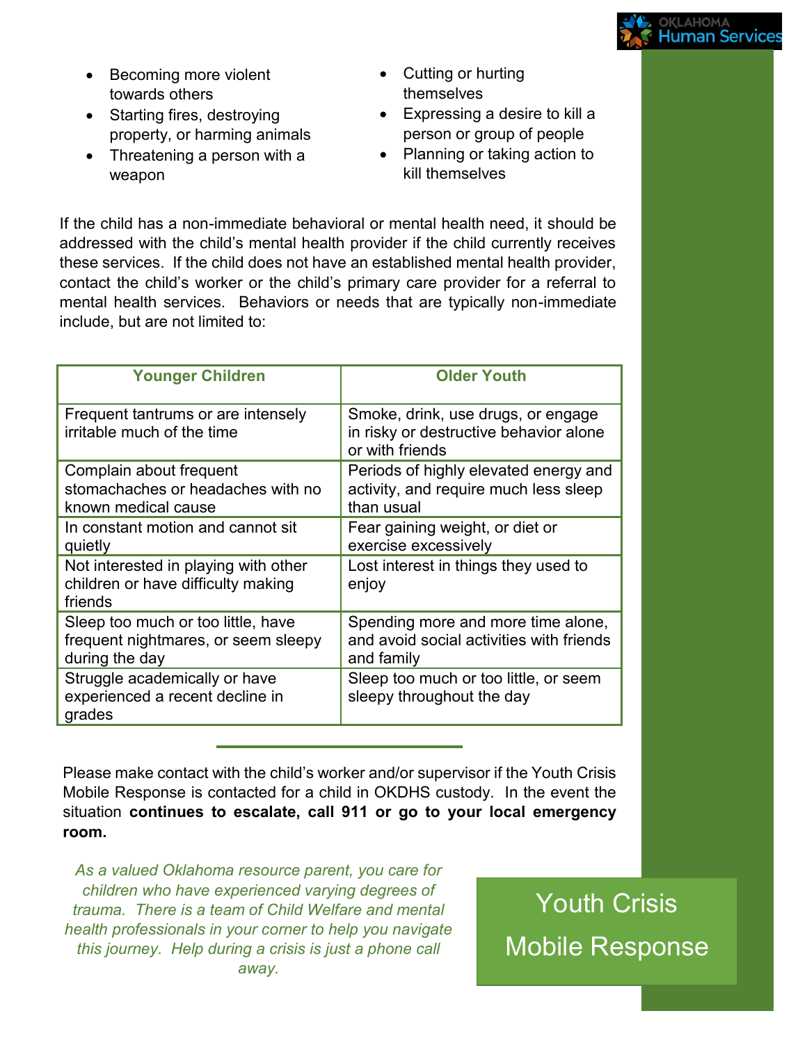- Becoming more violent towards others
- Starting fires, destroying property, or harming animals
- Threatening a person with a weapon
- Cutting or hurting themselves
- Expressing a desire to kill a person or group of people
- Planning or taking action to kill themselves

If the child has a non-immediate behavioral or mental health need, it should be addressed with the child's mental health provider if the child currently receives these services. If the child does not have an established mental health provider, contact the child's worker or the child's primary care provider for a referral to mental health services. Behaviors or needs that are typically non-immediate include, but are not limited to:

| Younger Children | Older Youth |
| --- | --- |
| Frequent tantrums or are intensely irritable much of the time | Smoke, drink, use drugs, or engage in risky or destructive behavior alone or with friends |
| Complain about frequent stomachaches or headaches with no known medical cause | Periods of highly elevated energy and activity, and require much less sleep than usual |
| In constant motion and cannot sit quietly | Fear gaining weight, or diet or exercise excessively |
| Not interested in playing with other children or have difficulty making friends | Lost interest in things they used to enjoy |
| Sleep too much or too little, have frequent nightmares, or seem sleepy during the day | Spending more and more time alone, and avoid social activities with friends and family |
| Struggle academically or have experienced a recent decline in grades | Sleep too much or too little, or seem sleepy throughout the day |

Please make contact with the child's worker and/or supervisor if the Youth Crisis Mobile Response is contacted for a child in OKDHS custody. In the event the situation **continues to escalate, call 911 or go to your local emergency room.**

*As a valued Oklahoma resource parent, you care for children who have experienced varying degrees of trauma. There is a team of Child Welfare and mental health professionals in your corner to help you navigate this journey. Help during a crisis is just a phone call away.*

Youth Crisis Mobile Response